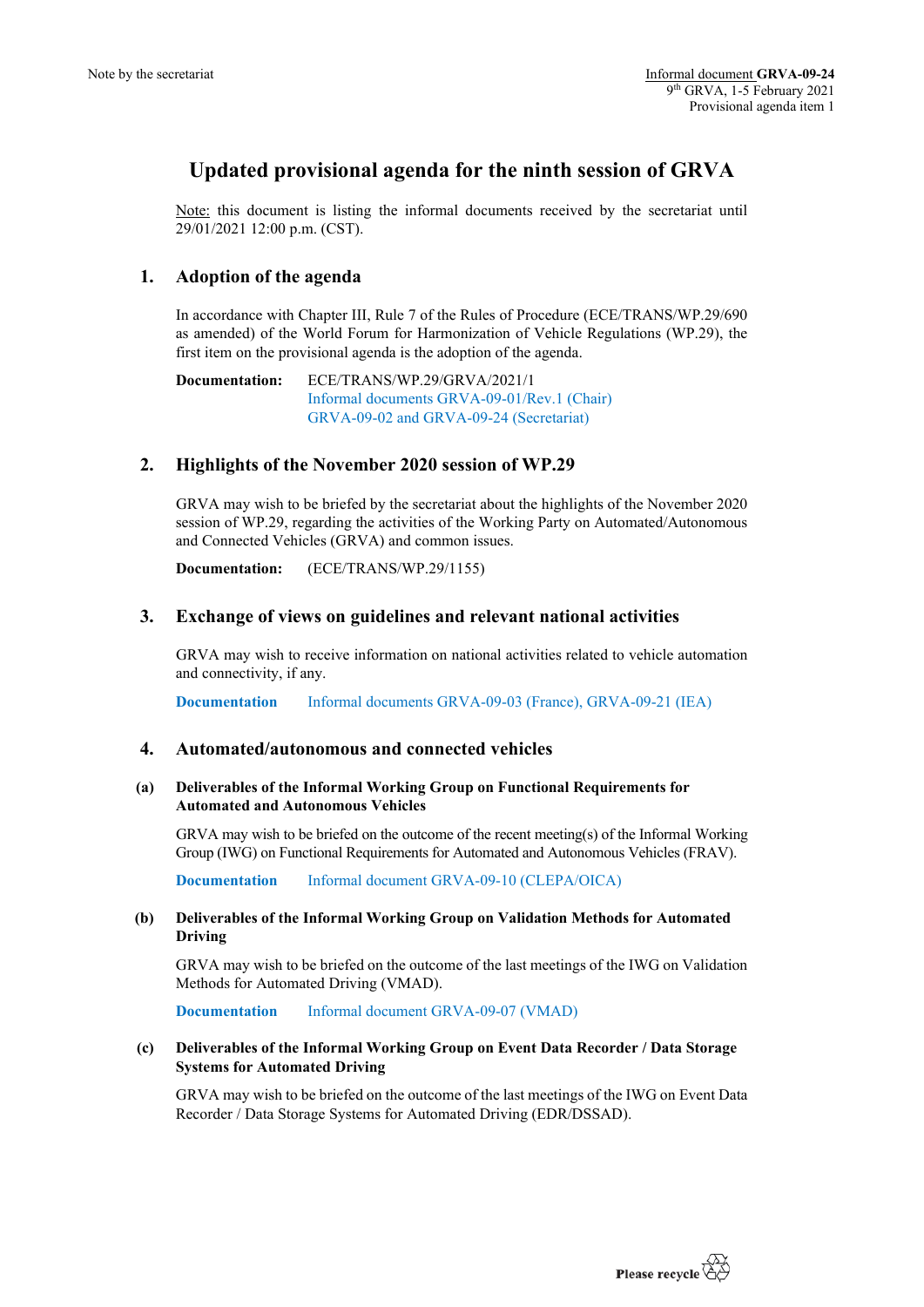Note by the secretariat

Informal document **GRVA-09-24**
9th GRVA, 1-5 February 2021
Provisional agenda item 1

# Updated provisional agenda for the ninth session of GRVA

Note: this document is listing the informal documents received by the secretariat until 29/01/2021 12:00 p.m. (CST).

## 1. Adoption of the agenda

In accordance with Chapter III, Rule 7 of the Rules of Procedure (ECE/TRANS/WP.29/690 as amended) of the World Forum for Harmonization of Vehicle Regulations (WP.29), the first item on the provisional agenda is the adoption of the agenda.

**Documentation:** ECE/TRANS/WP.29/GRVA/2021/1
Informal documents GRVA-09-01/Rev.1 (Chair)
GRVA-09-02 and GRVA-09-24 (Secretariat)

## 2. Highlights of the November 2020 session of WP.29

GRVA may wish to be briefed by the secretariat about the highlights of the November 2020 session of WP.29, regarding the activities of the Working Party on Automated/Autonomous and Connected Vehicles (GRVA) and common issues.

**Documentation:** (ECE/TRANS/WP.29/1155)

## 3. Exchange of views on guidelines and relevant national activities

GRVA may wish to receive information on national activities related to vehicle automation and connectivity, if any.

**Documentation** Informal documents GRVA-09-03 (France), GRVA-09-21 (IEA)

## 4. Automated/autonomous and connected vehicles

### (a) Deliverables of the Informal Working Group on Functional Requirements for Automated and Autonomous Vehicles

GRVA may wish to be briefed on the outcome of the recent meeting(s) of the Informal Working Group (IWG) on Functional Requirements for Automated and Autonomous Vehicles (FRAV).

**Documentation** Informal document GRVA-09-10 (CLEPA/OICA)

### (b) Deliverables of the Informal Working Group on Validation Methods for Automated Driving

GRVA may wish to be briefed on the outcome of the last meetings of the IWG on Validation Methods for Automated Driving (VMAD).

**Documentation** Informal document GRVA-09-07 (VMAD)

### (c) Deliverables of the Informal Working Group on Event Data Recorder / Data Storage Systems for Automated Driving

GRVA may wish to be briefed on the outcome of the last meetings of the IWG on Event Data Recorder / Data Storage Systems for Automated Driving (EDR/DSSAD).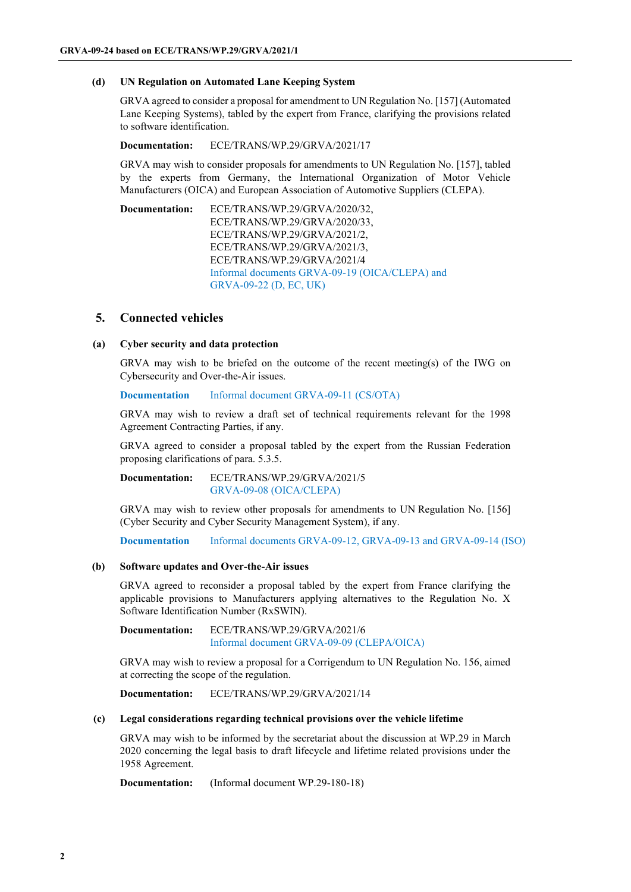**(d) UN Regulation on Automated Lane Keeping System**

GRVA agreed to consider a proposal for amendment to UN Regulation No. [157] (Automated Lane Keeping Systems), tabled by the expert from France, clarifying the provisions related to software identification.

**Documentation:** ECE/TRANS/WP.29/GRVA/2021/17

GRVA may wish to consider proposals for amendments to UN Regulation No. [157], tabled by the experts from Germany, the International Organization of Motor Vehicle Manufacturers (OICA) and European Association of Automotive Suppliers (CLEPA).

**Documentation:** ECE/TRANS/WP.29/GRVA/2020/32,
ECE/TRANS/WP.29/GRVA/2020/33,
ECE/TRANS/WP.29/GRVA/2021/2,
ECE/TRANS/WP.29/GRVA/2021/3,
ECE/TRANS/WP.29/GRVA/2021/4
Informal documents GRVA-09-19 (OICA/CLEPA) and GRVA-09-22 (D, EC, UK)

## 5. Connected vehicles

**(a) Cyber security and data protection**

GRVA may wish to be briefed on the outcome of the recent meeting(s) of the IWG on Cybersecurity and Over-the-Air issues.

**Documentation** Informal document GRVA-09-11 (CS/OTA)

GRVA may wish to review a draft set of technical requirements relevant for the 1998 Agreement Contracting Parties, if any.

GRVA agreed to consider a proposal tabled by the expert from the Russian Federation proposing clarifications of para. 5.3.5.

**Documentation:** ECE/TRANS/WP.29/GRVA/2021/5
GRVA-09-08 (OICA/CLEPA)

GRVA may wish to review other proposals for amendments to UN Regulation No. [156] (Cyber Security and Cyber Security Management System), if any.

**Documentation** Informal documents GRVA-09-12, GRVA-09-13 and GRVA-09-14 (ISO)

**(b) Software updates and Over-the-Air issues**

GRVA agreed to reconsider a proposal tabled by the expert from France clarifying the applicable provisions to Manufacturers applying alternatives to the Regulation No. X Software Identification Number (RxSWIN).

**Documentation:** ECE/TRANS/WP.29/GRVA/2021/6
Informal document GRVA-09-09 (CLEPA/OICA)

GRVA may wish to review a proposal for a Corrigendum to UN Regulation No. 156, aimed at correcting the scope of the regulation.

**Documentation:** ECE/TRANS/WP.29/GRVA/2021/14

**(c) Legal considerations regarding technical provisions over the vehicle lifetime**

GRVA may wish to be informed by the secretariat about the discussion at WP.29 in March 2020 concerning the legal basis to draft lifecycle and lifetime related provisions under the 1958 Agreement.

**Documentation:** (Informal document WP.29-180-18)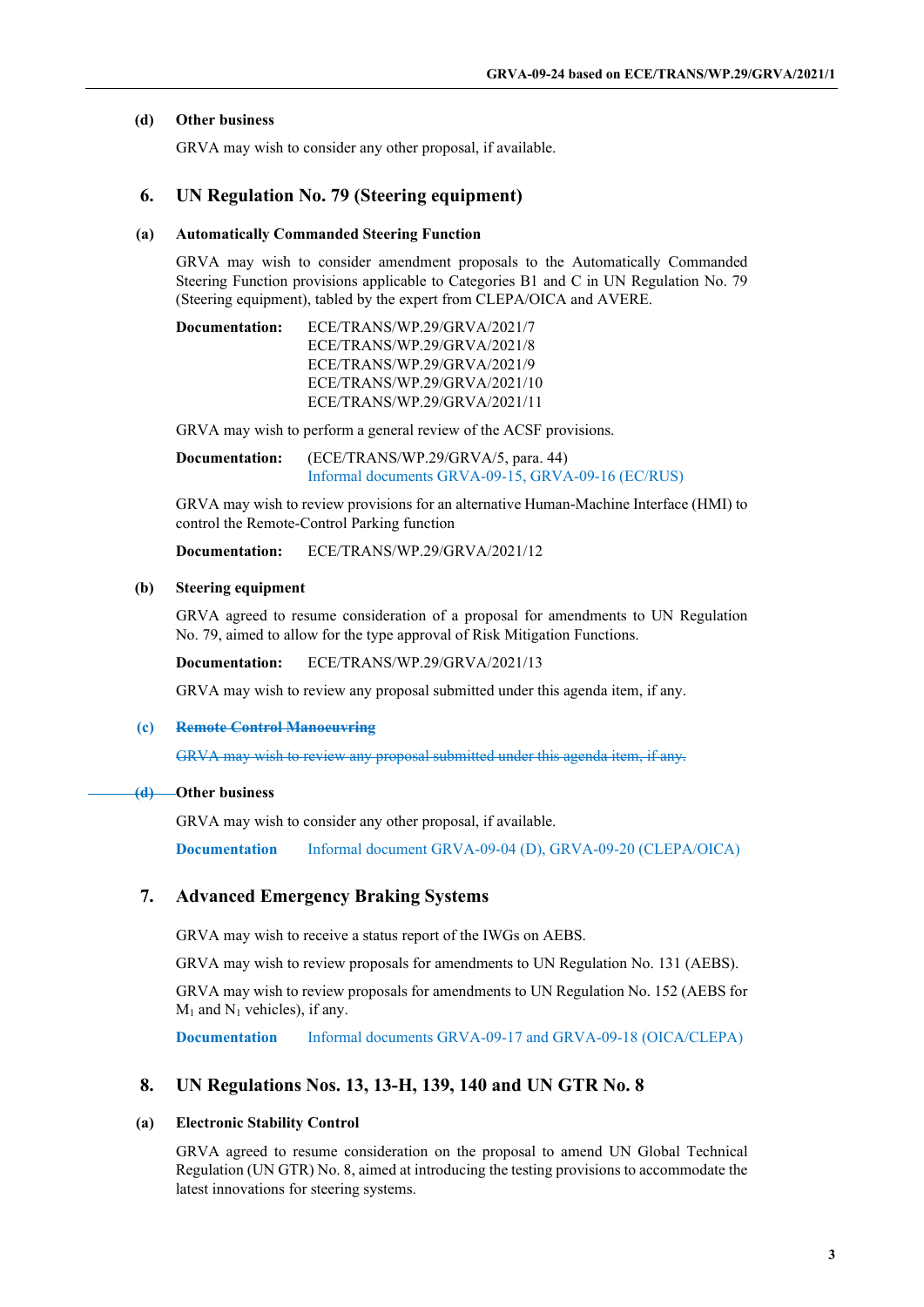### (d) Other business

GRVA may wish to consider any other proposal, if available.

## 6. UN Regulation No. 79 (Steering equipment)

### (a) Automatically Commanded Steering Function

GRVA may wish to consider amendment proposals to the Automatically Commanded Steering Function provisions applicable to Categories B1 and C in UN Regulation No. 79 (Steering equipment), tabled by the expert from CLEPA/OICA and AVERE.

**Documentation:** ECE/TRANS/WP.29/GRVA/2021/7
ECE/TRANS/WP.29/GRVA/2021/8
ECE/TRANS/WP.29/GRVA/2021/9
ECE/TRANS/WP.29/GRVA/2021/10
ECE/TRANS/WP.29/GRVA/2021/11

GRVA may wish to perform a general review of the ACSF provisions.

**Documentation:** (ECE/TRANS/WP.29/GRVA/5, para. 44)
Informal documents GRVA-09-15, GRVA-09-16 (EC/RUS)

GRVA may wish to review provisions for an alternative Human-Machine Interface (HMI) to control the Remote-Control Parking function

**Documentation:** ECE/TRANS/WP.29/GRVA/2021/12

### (b) Steering equipment

GRVA agreed to resume consideration of a proposal for amendments to UN Regulation No. 79, aimed to allow for the type approval of Risk Mitigation Functions.

**Documentation:** ECE/TRANS/WP.29/GRVA/2021/13

GRVA may wish to review any proposal submitted under this agenda item, if any.

### ~~(c) Remote Control Manoeuvring~~

~~GRVA may wish to review any proposal submitted under this agenda item, if any.~~

### ~~(d)~~ Other business

GRVA may wish to consider any other proposal, if available.

**Documentation** Informal document GRVA-09-04 (D), GRVA-09-20 (CLEPA/OICA)

## 7. Advanced Emergency Braking Systems

GRVA may wish to receive a status report of the IWGs on AEBS.

GRVA may wish to review proposals for amendments to UN Regulation No. 131 (AEBS).

GRVA may wish to review proposals for amendments to UN Regulation No. 152 (AEBS for $M_1$ and $N_1$ vehicles), if any.

**Documentation** Informal documents GRVA-09-17 and GRVA-09-18 (OICA/CLEPA)

## 8. UN Regulations Nos. 13, 13-H, 139, 140 and UN GTR No. 8

### (a) Electronic Stability Control

GRVA agreed to resume consideration on the proposal to amend UN Global Technical Regulation (UN GTR) No. 8, aimed at introducing the testing provisions to accommodate the latest innovations for steering systems.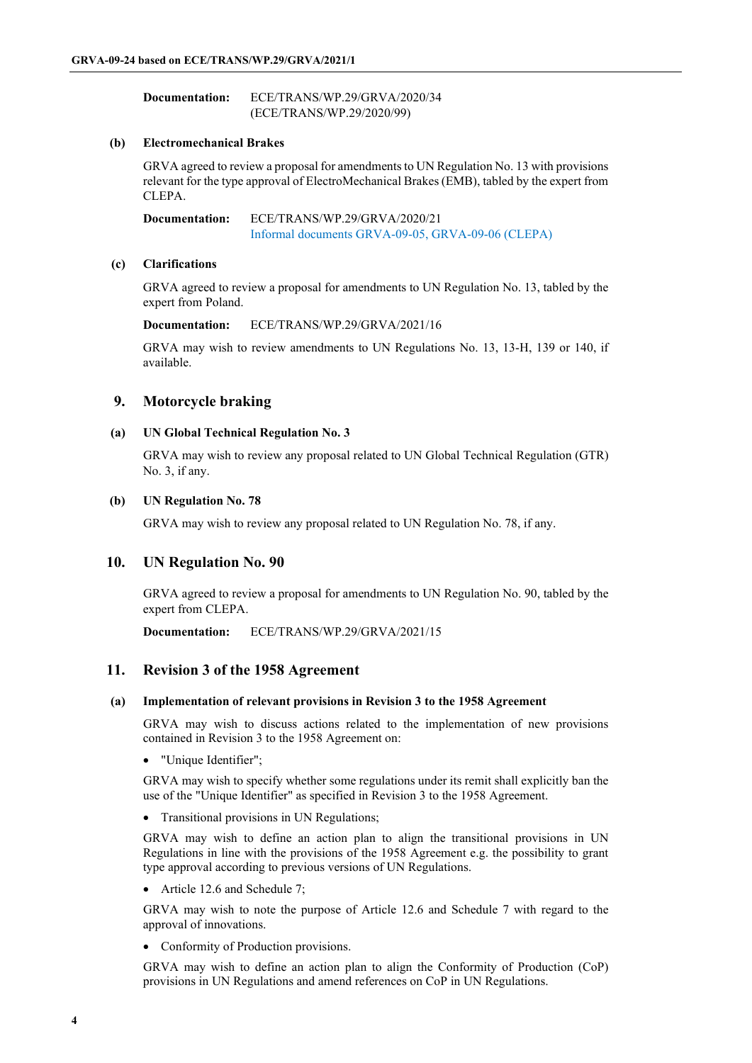**Documentation:** ECE/TRANS/WP.29/GRVA/2020/34
(ECE/TRANS/WP.29/2020/99)

### (b) Electromechanical Brakes

GRVA agreed to review a proposal for amendments to UN Regulation No. 13 with provisions relevant for the type approval of ElectroMechanical Brakes (EMB), tabled by the expert from CLEPA.

**Documentation:** ECE/TRANS/WP.29/GRVA/2020/21
Informal documents GRVA-09-05, GRVA-09-06 (CLEPA)

### (c) Clarifications

GRVA agreed to review a proposal for amendments to UN Regulation No. 13, tabled by the expert from Poland.

**Documentation:** ECE/TRANS/WP.29/GRVA/2021/16

GRVA may wish to review amendments to UN Regulations No. 13, 13-H, 139 or 140, if available.

## 9. Motorcycle braking

### (a) UN Global Technical Regulation No. 3

GRVA may wish to review any proposal related to UN Global Technical Regulation (GTR) No. 3, if any.

### (b) UN Regulation No. 78

GRVA may wish to review any proposal related to UN Regulation No. 78, if any.

## 10. UN Regulation No. 90

GRVA agreed to review a proposal for amendments to UN Regulation No. 90, tabled by the expert from CLEPA.

**Documentation:** ECE/TRANS/WP.29/GRVA/2021/15

## 11. Revision 3 of the 1958 Agreement

### (a) Implementation of relevant provisions in Revision 3 to the 1958 Agreement

GRVA may wish to discuss actions related to the implementation of new provisions contained in Revision 3 to the 1958 Agreement on:

- "Unique Identifier";

GRVA may wish to specify whether some regulations under its remit shall explicitly ban the use of the "Unique Identifier" as specified in Revision 3 to the 1958 Agreement.

- Transitional provisions in UN Regulations;

GRVA may wish to define an action plan to align the transitional provisions in UN Regulations in line with the provisions of the 1958 Agreement e.g. the possibility to grant type approval according to previous versions of UN Regulations.

- Article 12.6 and Schedule 7;

GRVA may wish to note the purpose of Article 12.6 and Schedule 7 with regard to the approval of innovations.

- Conformity of Production provisions.

GRVA may wish to define an action plan to align the Conformity of Production (CoP) provisions in UN Regulations and amend references on CoP in UN Regulations.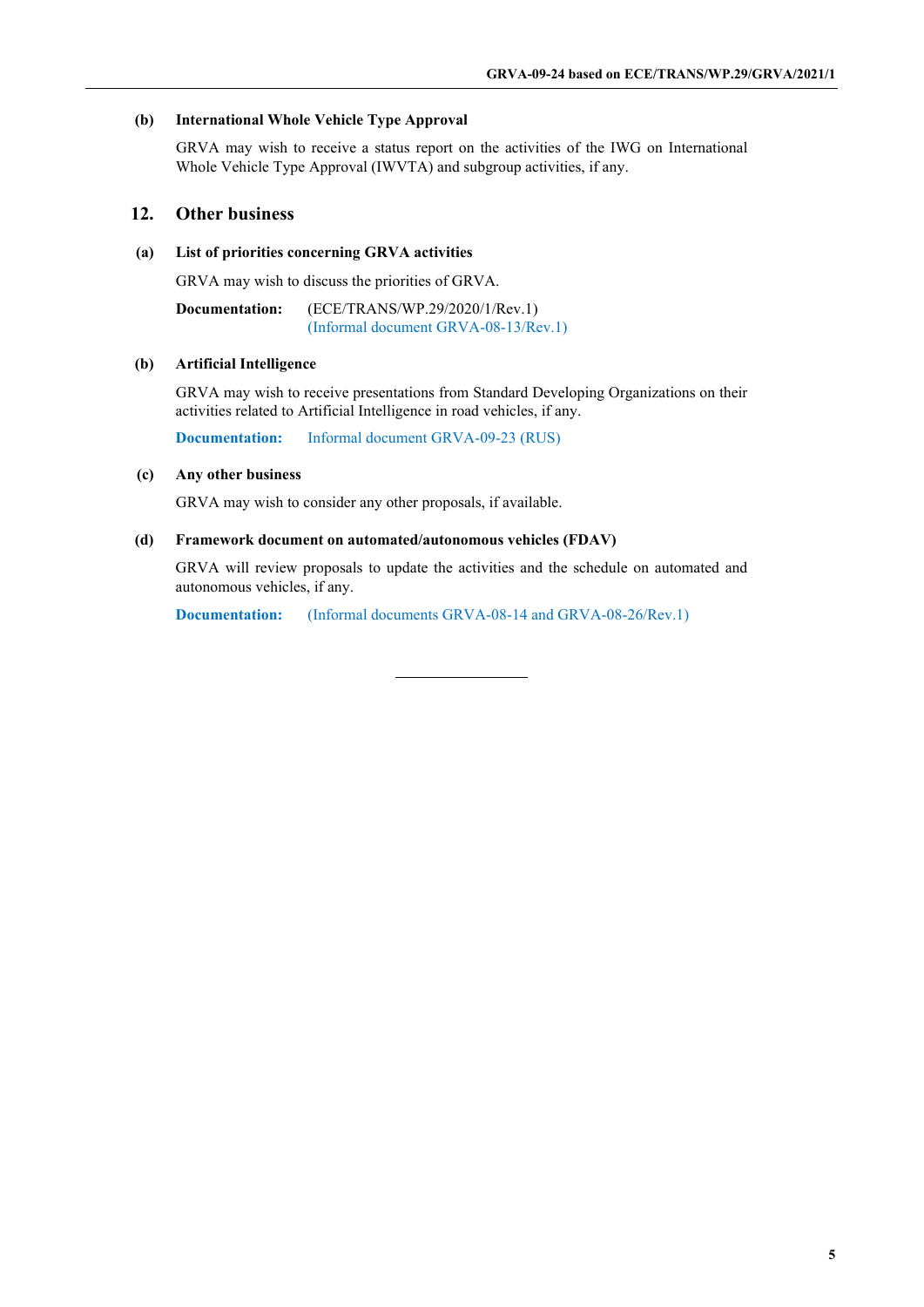### (b) International Whole Vehicle Type Approval

GRVA may wish to receive a status report on the activities of the IWG on International Whole Vehicle Type Approval (IWVTA) and subgroup activities, if any.

## 12. Other business

### (a) List of priorities concerning GRVA activities

GRVA may wish to discuss the priorities of GRVA.

**Documentation:** (ECE/TRANS/WP.29/2020/1/Rev.1)
(Informal document GRVA-08-13/Rev.1)

### (b) Artificial Intelligence

GRVA may wish to receive presentations from Standard Developing Organizations on their activities related to Artificial Intelligence in road vehicles, if any.

**Documentation:** Informal document GRVA-09-23 (RUS)

### (c) Any other business

GRVA may wish to consider any other proposals, if available.

### (d) Framework document on automated/autonomous vehicles (FDAV)

GRVA will review proposals to update the activities and the schedule on automated and autonomous vehicles, if any.

**Documentation:** (Informal documents GRVA-08-14 and GRVA-08-26/Rev.1)